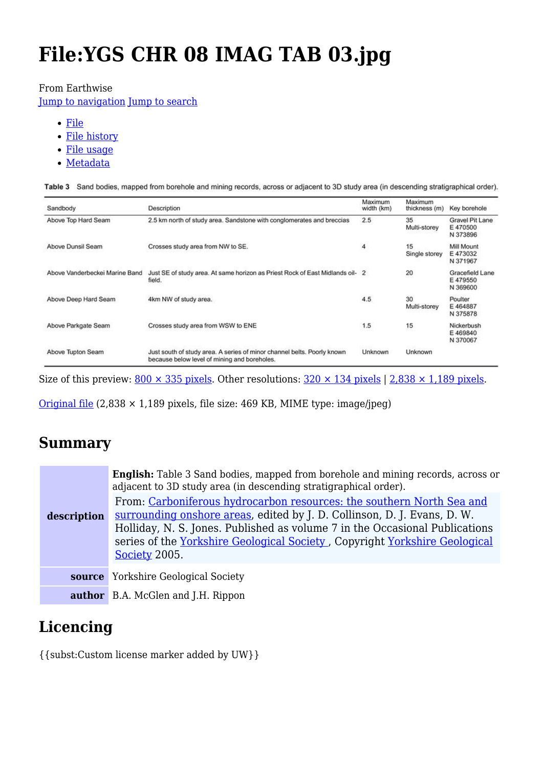# File:YGS CHR 08 IMAG TAB 03.jpg

From Earthwise

Jump to navigation Jump to search

- File
- File history
- File usage
- Metadata

**Table 3** Sand bodies, mapped from borehole and mining records, across or adjacent to 3D study area (in descending stratigraphical order).

| Sandbody | Description | Maximum width (km) | Maximum thickness (m) | Key borehole |
|---|---|---|---|---|
| Above Top Hard Seam | 2.5 km north of study area. Sandstone with conglomerates and breccias | 2.5 | 35 Multi-storey | Gravel Pit Lane E 470500 N 373896 |
| Above Dunsil Seam | Crosses study area from NW to SE. | 4 | 15 Single storey | Mill Mount E 473032 N 371967 |
| Above Vanderbeckei Marine Band | Just SE of study area. At same horizon as Priest Rock of East Midlands oil-field. | 2 | 20 | Gracefield Lane E 479550 N 369600 |
| Above Deep Hard Seam | 4km NW of study area. | 4.5 | 30 Multi-storey | Poulter E 464887 N 375878 |
| Above Parkgate Seam | Crosses study area from WSW to ENE | 1.5 | 15 | Nickerbush E 469840 N 370067 |
| Above Tupton Seam | Just south of study area. A series of minor channel belts. Poorly known because below level of mining and boreholes. | Unknown | Unknown | |

Size of this preview: 800 × 335 pixels. Other resolutions: 320 × 134 pixels | 2,838 × 1,189 pixels.

Original file (2,838 × 1,189 pixels, file size: 469 KB, MIME type: image/jpeg)

## Summary

| | |
|---|---|
| **description** | **English:** Table 3 Sand bodies, mapped from borehole and mining records, across or adjacent to 3D study area (in descending stratigraphical order). From: Carboniferous hydrocarbon resources: the southern North Sea and surrounding onshore areas, edited by J. D. Collinson, D. J. Evans, D. W. Holliday, N. S. Jones. Published as volume 7 in the Occasional Publications series of the Yorkshire Geological Society , Copyright Yorkshire Geological Society 2005. |
| **source** | Yorkshire Geological Society |
| **author** | B.A. McGlen and J.H. Rippon |

## Licencing

{{subst:Custom license marker added by UW}}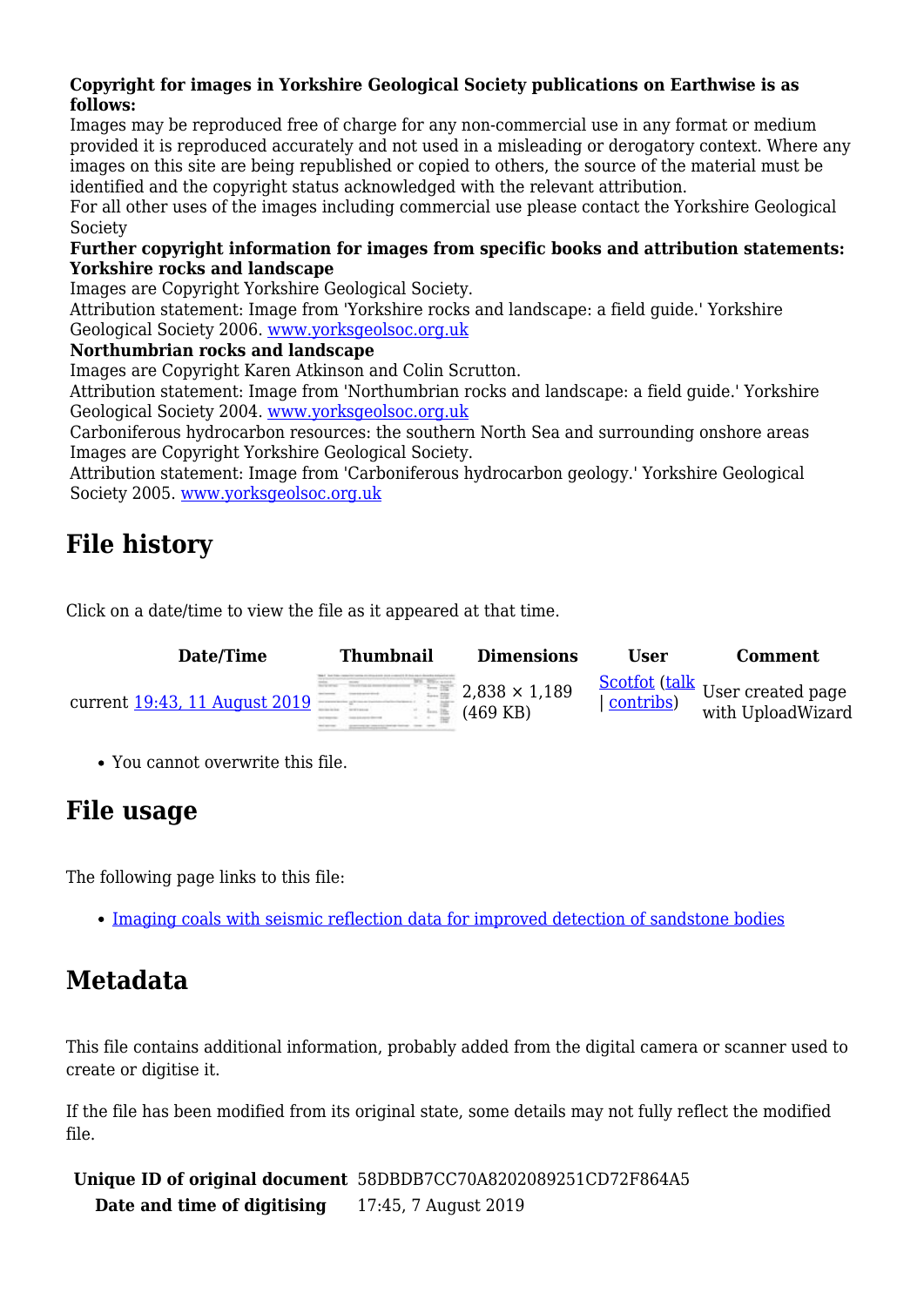**Copyright for images in Yorkshire Geological Society publications on Earthwise is as follows:**

Images may be reproduced free of charge for any non-commercial use in any format or medium provided it is reproduced accurately and not used in a misleading or derogatory context. Where any images on this site are being republished or copied to others, the source of the material must be identified and the copyright status acknowledged with the relevant attribution.

For all other uses of the images including commercial use please contact the Yorkshire Geological Society

**Further copyright information for images from specific books and attribution statements:**

**Yorkshire rocks and landscape**

Images are Copyright Yorkshire Geological Society.

Attribution statement: Image from 'Yorkshire rocks and landscape: a field guide.' Yorkshire Geological Society 2006. www.yorksgeolsoc.org.uk

**Northumbrian rocks and landscape**

Images are Copyright Karen Atkinson and Colin Scrutton.

Attribution statement: Image from 'Northumbrian rocks and landscape: a field guide.' Yorkshire Geological Society 2004. www.yorksgeolsoc.org.uk

Carboniferous hydrocarbon resources: the southern North Sea and surrounding onshore areas

Images are Copyright Yorkshire Geological Society.

Attribution statement: Image from 'Carboniferous hydrocarbon geology.' Yorkshire Geological Society 2005. www.yorksgeolsoc.org.uk

## File history

Click on a date/time to view the file as it appeared at that time.

| Date/Time | Thumbnail | Dimensions | User | Comment |
|---|---|---|---|---|
| current 19:43, 11 August 2019 | | 2,838 × 1,189 (469 KB) | Scotfot (talk \| contribs) | User created page with UploadWizard |

- You cannot overwrite this file.

## File usage

The following page links to this file:

- Imaging coals with seismic reflection data for improved detection of sandstone bodies

## Metadata

This file contains additional information, probably added from the digital camera or scanner used to create or digitise it.

If the file has been modified from its original state, some details may not fully reflect the modified file.

| | |
|---|---|
| **Unique ID of original document** | 58DBDB7CC70A8202089251CD72F864A5 |
| **Date and time of digitising** | 17:45, 7 August 2019 |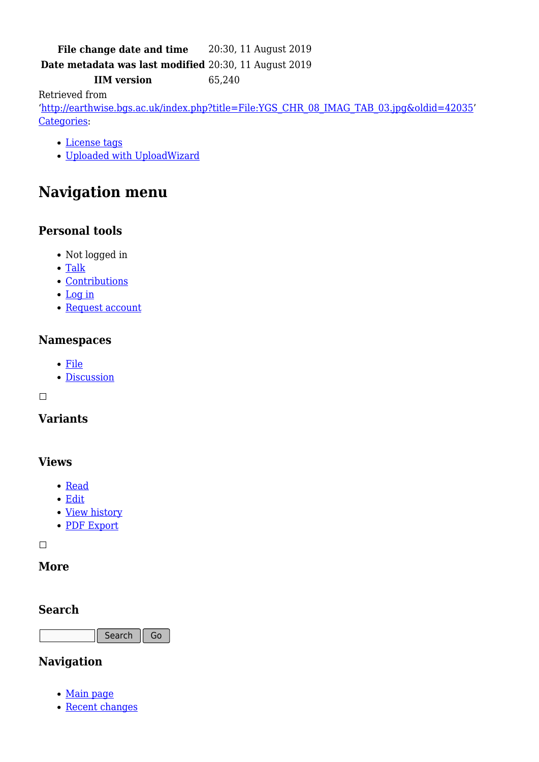| | |
|---|---|
| **File change date and time** | 20:30, 11 August 2019 |
| **Date metadata was last modified** | 20:30, 11 August 2019 |
| **IIM version** | 65,240 |

Retrieved from 'http://earthwise.bgs.ac.uk/index.php?title=File:YGS_CHR_08_IMAG_TAB_03.jpg&oldid=42035'
Categories:

- License tags
- Uploaded with UploadWizard

# Navigation menu

## Personal tools

- Not logged in
- Talk
- Contributions
- Log in
- Request account

## Namespaces

- File
- Discussion

## Variants

## Views

- Read
- Edit
- View history
- PDF Export

## More

## Search

Search Go

## Navigation

- Main page
- Recent changes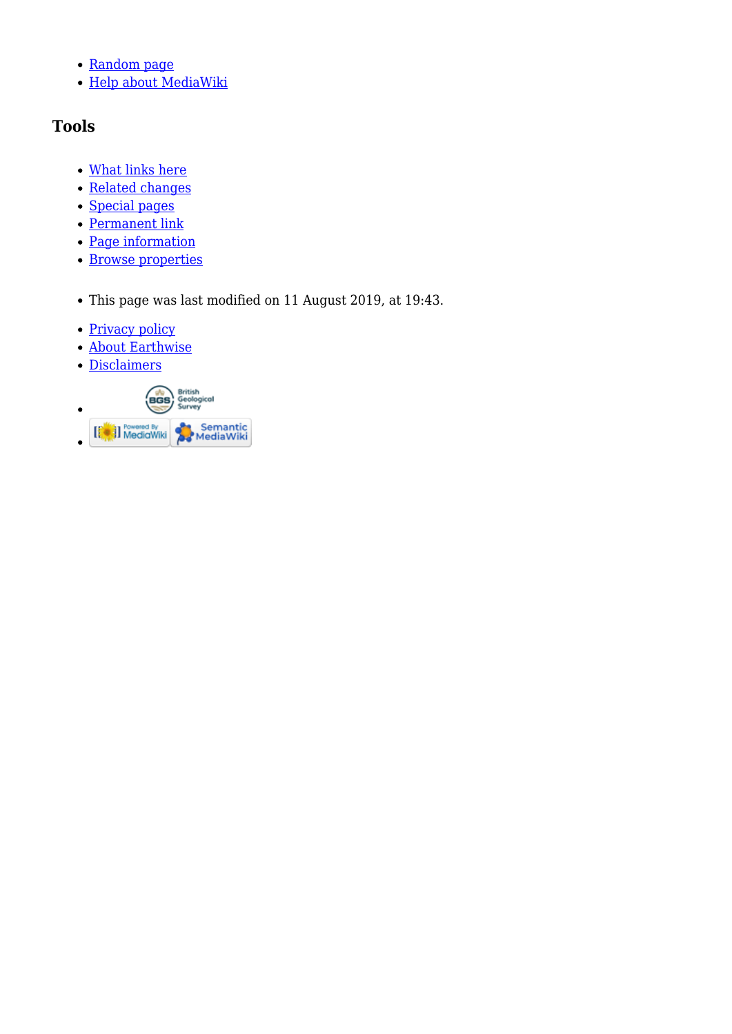- Random page
- Help about MediaWiki

### Tools

- What links here
- Related changes
- Special pages
- Permanent link
- Page information
- Browse properties

- This page was last modified on 11 August 2019, at 19:43.

- Privacy policy
- About Earthwise
- Disclaimers